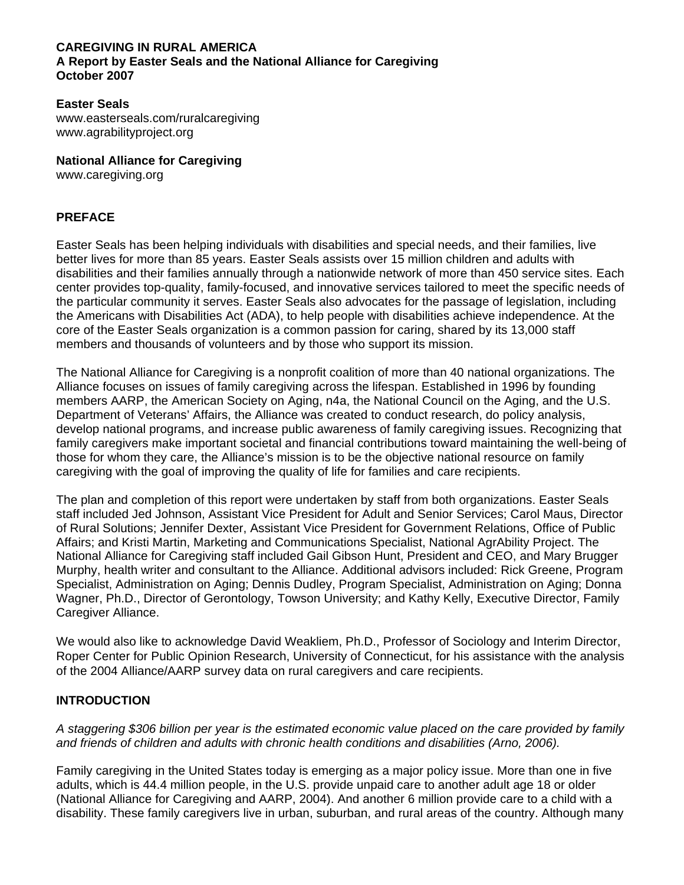**CAREGIVING IN RURAL AMERICA**
**A Report by Easter Seals and the National Alliance for Caregiving**
**October 2007**

**Easter Seals**
www.easterseals.com/ruralcaregiving
www.agrabilityproject.org

**National Alliance for Caregiving**
www.caregiving.org

## PREFACE

Easter Seals has been helping individuals with disabilities and special needs, and their families, live better lives for more than 85 years. Easter Seals assists over 15 million children and adults with disabilities and their families annually through a nationwide network of more than 450 service sites. Each center provides top-quality, family-focused, and innovative services tailored to meet the specific needs of the particular community it serves. Easter Seals also advocates for the passage of legislation, including the Americans with Disabilities Act (ADA), to help people with disabilities achieve independence. At the core of the Easter Seals organization is a common passion for caring, shared by its 13,000 staff members and thousands of volunteers and by those who support its mission.

The National Alliance for Caregiving is a nonprofit coalition of more than 40 national organizations. The Alliance focuses on issues of family caregiving across the lifespan. Established in 1996 by founding members AARP, the American Society on Aging, n4a, the National Council on the Aging, and the U.S. Department of Veterans' Affairs, the Alliance was created to conduct research, do policy analysis, develop national programs, and increase public awareness of family caregiving issues. Recognizing that family caregivers make important societal and financial contributions toward maintaining the well-being of those for whom they care, the Alliance's mission is to be the objective national resource on family caregiving with the goal of improving the quality of life for families and care recipients.

The plan and completion of this report were undertaken by staff from both organizations. Easter Seals staff included Jed Johnson, Assistant Vice President for Adult and Senior Services; Carol Maus, Director of Rural Solutions; Jennifer Dexter, Assistant Vice President for Government Relations, Office of Public Affairs; and Kristi Martin, Marketing and Communications Specialist, National AgrAbility Project. The National Alliance for Caregiving staff included Gail Gibson Hunt, President and CEO, and Mary Brugger Murphy, health writer and consultant to the Alliance. Additional advisors included: Rick Greene, Program Specialist, Administration on Aging; Dennis Dudley, Program Specialist, Administration on Aging; Donna Wagner, Ph.D., Director of Gerontology, Towson University; and Kathy Kelly, Executive Director, Family Caregiver Alliance.

We would also like to acknowledge David Weakliem, Ph.D., Professor of Sociology and Interim Director, Roper Center for Public Opinion Research, University of Connecticut, for his assistance with the analysis of the 2004 Alliance/AARP survey data on rural caregivers and care recipients.

## INTRODUCTION

*A staggering $306 billion per year is the estimated economic value placed on the care provided by family and friends of children and adults with chronic health conditions and disabilities (Arno, 2006).*

Family caregiving in the United States today is emerging as a major policy issue. More than one in five adults, which is 44.4 million people, in the U.S. provide unpaid care to another adult age 18 or older (National Alliance for Caregiving and AARP, 2004). And another 6 million provide care to a child with a disability. These family caregivers live in urban, suburban, and rural areas of the country. Although many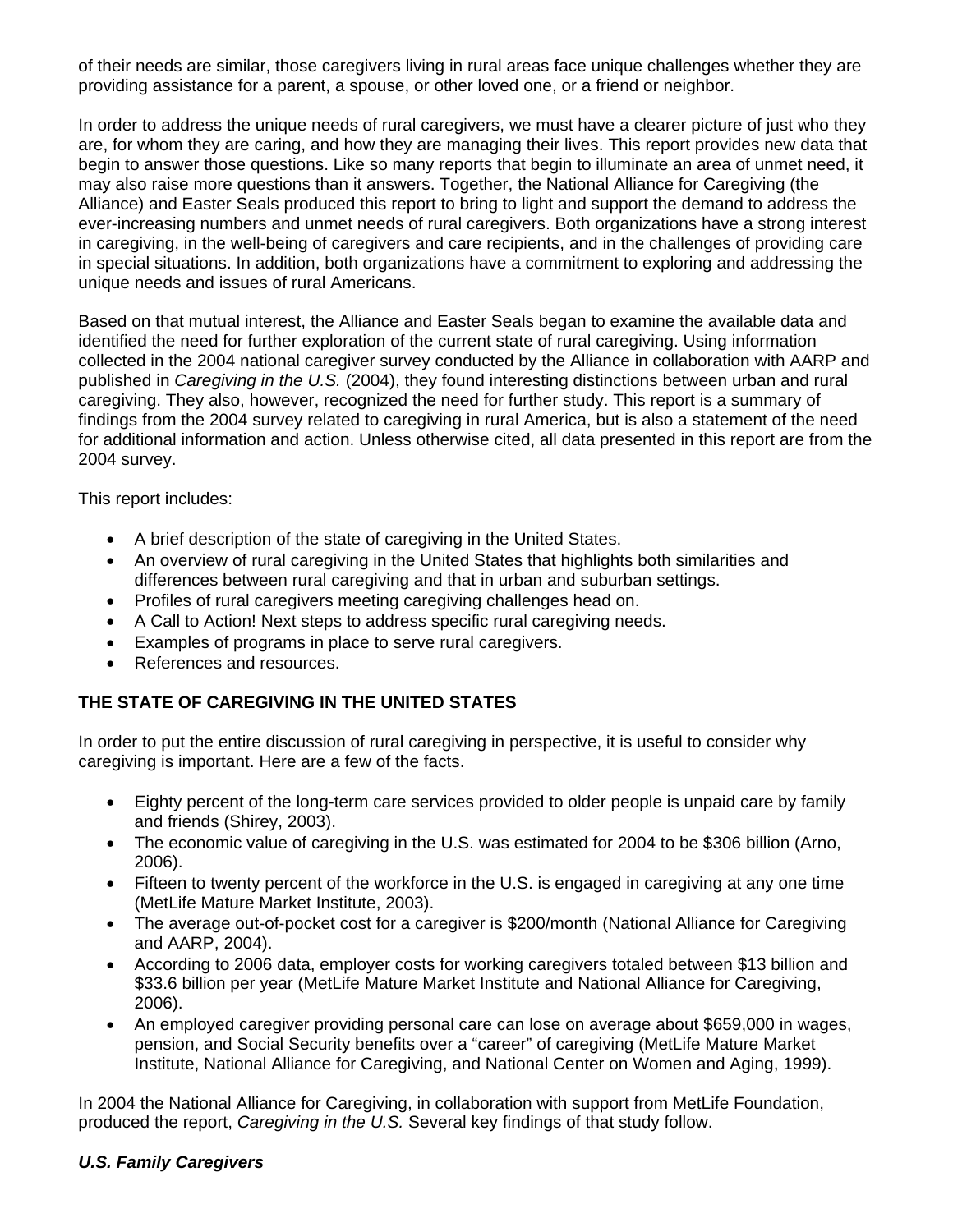of their needs are similar, those caregivers living in rural areas face unique challenges whether they are providing assistance for a parent, a spouse, or other loved one, or a friend or neighbor.

In order to address the unique needs of rural caregivers, we must have a clearer picture of just who they are, for whom they are caring, and how they are managing their lives. This report provides new data that begin to answer those questions. Like so many reports that begin to illuminate an area of unmet need, it may also raise more questions than it answers. Together, the National Alliance for Caregiving (the Alliance) and Easter Seals produced this report to bring to light and support the demand to address the ever-increasing numbers and unmet needs of rural caregivers. Both organizations have a strong interest in caregiving, in the well-being of caregivers and care recipients, and in the challenges of providing care in special situations. In addition, both organizations have a commitment to exploring and addressing the unique needs and issues of rural Americans.

Based on that mutual interest, the Alliance and Easter Seals began to examine the available data and identified the need for further exploration of the current state of rural caregiving. Using information collected in the 2004 national caregiver survey conducted by the Alliance in collaboration with AARP and published in *Caregiving in the U.S.* (2004), they found interesting distinctions between urban and rural caregiving. They also, however, recognized the need for further study. This report is a summary of findings from the 2004 survey related to caregiving in rural America, but is also a statement of the need for additional information and action. Unless otherwise cited, all data presented in this report are from the 2004 survey.

This report includes:

- A brief description of the state of caregiving in the United States.
- An overview of rural caregiving in the United States that highlights both similarities and differences between rural caregiving and that in urban and suburban settings.
- Profiles of rural caregivers meeting caregiving challenges head on.
- A Call to Action! Next steps to address specific rural caregiving needs.
- Examples of programs in place to serve rural caregivers.
- References and resources.

## THE STATE OF CAREGIVING IN THE UNITED STATES

In order to put the entire discussion of rural caregiving in perspective, it is useful to consider why caregiving is important. Here are a few of the facts.

- Eighty percent of the long-term care services provided to older people is unpaid care by family and friends (Shirey, 2003).
- The economic value of caregiving in the U.S. was estimated for 2004 to be $306 billion (Arno, 2006).
- Fifteen to twenty percent of the workforce in the U.S. is engaged in caregiving at any one time (MetLife Mature Market Institute, 2003).
- The average out-of-pocket cost for a caregiver is $200/month (National Alliance for Caregiving and AARP, 2004).
- According to 2006 data, employer costs for working caregivers totaled between $13 billion and $33.6 billion per year (MetLife Mature Market Institute and National Alliance for Caregiving, 2006).
- An employed caregiver providing personal care can lose on average about $659,000 in wages, pension, and Social Security benefits over a "career" of caregiving (MetLife Mature Market Institute, National Alliance for Caregiving, and National Center on Women and Aging, 1999).

In 2004 the National Alliance for Caregiving, in collaboration with support from MetLife Foundation, produced the report, *Caregiving in the U.S.* Several key findings of that study follow.

### *U.S. Family Caregivers*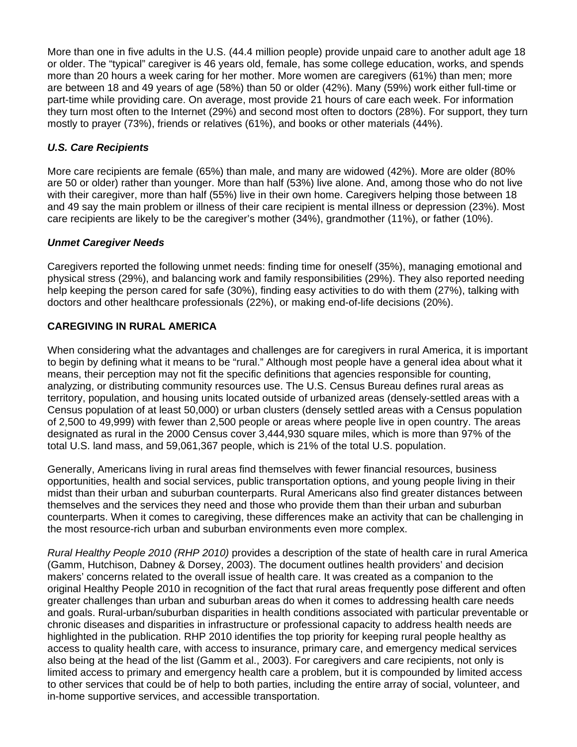More than one in five adults in the U.S. (44.4 million people) provide unpaid care to another adult age 18 or older. The "typical" caregiver is 46 years old, female, has some college education, works, and spends more than 20 hours a week caring for her mother. More women are caregivers (61%) than men; more are between 18 and 49 years of age (58%) than 50 or older (42%). Many (59%) work either full-time or part-time while providing care. On average, most provide 21 hours of care each week. For information they turn most often to the Internet (29%) and second most often to doctors (28%). For support, they turn mostly to prayer (73%), friends or relatives (61%), and books or other materials (44%).

### *U.S. Care Recipients*

More care recipients are female (65%) than male, and many are widowed (42%). More are older (80% are 50 or older) rather than younger. More than half (53%) live alone. And, among those who do not live with their caregiver, more than half (55%) live in their own home. Caregivers helping those between 18 and 49 say the main problem or illness of their care recipient is mental illness or depression (23%). Most care recipients are likely to be the caregiver's mother (34%), grandmother (11%), or father (10%).

### *Unmet Caregiver Needs*

Caregivers reported the following unmet needs: finding time for oneself (35%), managing emotional and physical stress (29%), and balancing work and family responsibilities (29%). They also reported needing help keeping the person cared for safe (30%), finding easy activities to do with them (27%), talking with doctors and other healthcare professionals (22%), or making end-of-life decisions (20%).

## CAREGIVING IN RURAL AMERICA

When considering what the advantages and challenges are for caregivers in rural America, it is important to begin by defining what it means to be "rural." Although most people have a general idea about what it means, their perception may not fit the specific definitions that agencies responsible for counting, analyzing, or distributing community resources use. The U.S. Census Bureau defines rural areas as territory, population, and housing units located outside of urbanized areas (densely-settled areas with a Census population of at least 50,000) or urban clusters (densely settled areas with a Census population of 2,500 to 49,999) with fewer than 2,500 people or areas where people live in open country. The areas designated as rural in the 2000 Census cover 3,444,930 square miles, which is more than 97% of the total U.S. land mass, and 59,061,367 people, which is 21% of the total U.S. population.

Generally, Americans living in rural areas find themselves with fewer financial resources, business opportunities, health and social services, public transportation options, and young people living in their midst than their urban and suburban counterparts. Rural Americans also find greater distances between themselves and the services they need and those who provide them than their urban and suburban counterparts. When it comes to caregiving, these differences make an activity that can be challenging in the most resource-rich urban and suburban environments even more complex.

*Rural Healthy People 2010 (RHP 2010)* provides a description of the state of health care in rural America (Gamm, Hutchison, Dabney & Dorsey, 2003). The document outlines health providers' and decision makers' concerns related to the overall issue of health care. It was created as a companion to the original Healthy People 2010 in recognition of the fact that rural areas frequently pose different and often greater challenges than urban and suburban areas do when it comes to addressing health care needs and goals. Rural-urban/suburban disparities in health conditions associated with particular preventable or chronic diseases and disparities in infrastructure or professional capacity to address health needs are highlighted in the publication. RHP 2010 identifies the top priority for keeping rural people healthy as access to quality health care, with access to insurance, primary care, and emergency medical services also being at the head of the list (Gamm et al., 2003). For caregivers and care recipients, not only is limited access to primary and emergency health care a problem, but it is compounded by limited access to other services that could be of help to both parties, including the entire array of social, volunteer, and in-home supportive services, and accessible transportation.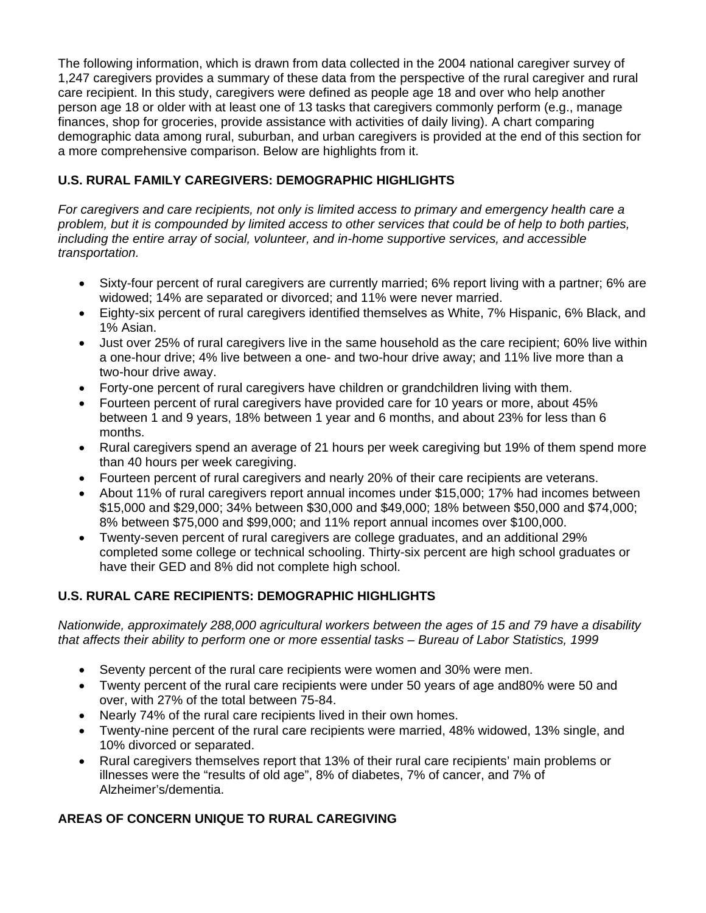The following information, which is drawn from data collected in the 2004 national caregiver survey of 1,247 caregivers provides a summary of these data from the perspective of the rural caregiver and rural care recipient. In this study, caregivers were defined as people age 18 and over who help another person age 18 or older with at least one of 13 tasks that caregivers commonly perform (e.g., manage finances, shop for groceries, provide assistance with activities of daily living). A chart comparing demographic data among rural, suburban, and urban caregivers is provided at the end of this section for a more comprehensive comparison. Below are highlights from it.

## U.S. RURAL FAMILY CAREGIVERS: DEMOGRAPHIC HIGHLIGHTS

*For caregivers and care recipients, not only is limited access to primary and emergency health care a problem, but it is compounded by limited access to other services that could be of help to both parties, including the entire array of social, volunteer, and in-home supportive services, and accessible transportation.*

- Sixty-four percent of rural caregivers are currently married; 6% report living with a partner; 6% are widowed; 14% are separated or divorced; and 11% were never married.
- Eighty-six percent of rural caregivers identified themselves as White, 7% Hispanic, 6% Black, and 1% Asian.
- Just over 25% of rural caregivers live in the same household as the care recipient; 60% live within a one-hour drive; 4% live between a one- and two-hour drive away; and 11% live more than a two-hour drive away.
- Forty-one percent of rural caregivers have children or grandchildren living with them.
- Fourteen percent of rural caregivers have provided care for 10 years or more, about 45% between 1 and 9 years, 18% between 1 year and 6 months, and about 23% for less than 6 months.
- Rural caregivers spend an average of 21 hours per week caregiving but 19% of them spend more than 40 hours per week caregiving.
- Fourteen percent of rural caregivers and nearly 20% of their care recipients are veterans.
- About 11% of rural caregivers report annual incomes under $15,000; 17% had incomes between $15,000 and $29,000; 34% between $30,000 and $49,000; 18% between $50,000 and $74,000; 8% between $75,000 and $99,000; and 11% report annual incomes over $100,000.
- Twenty-seven percent of rural caregivers are college graduates, and an additional 29% completed some college or technical schooling. Thirty-six percent are high school graduates or have their GED and 8% did not complete high school.

## U.S. RURAL CARE RECIPIENTS: DEMOGRAPHIC HIGHLIGHTS

*Nationwide, approximately 288,000 agricultural workers between the ages of 15 and 79 have a disability that affects their ability to perform one or more essential tasks – Bureau of Labor Statistics, 1999*

- Seventy percent of the rural care recipients were women and 30% were men.
- Twenty percent of the rural care recipients were under 50 years of age and80% were 50 and over, with 27% of the total between 75-84.
- Nearly 74% of the rural care recipients lived in their own homes.
- Twenty-nine percent of the rural care recipients were married, 48% widowed, 13% single, and 10% divorced or separated.
- Rural caregivers themselves report that 13% of their rural care recipients' main problems or illnesses were the "results of old age", 8% of diabetes, 7% of cancer, and 7% of Alzheimer's/dementia.

## AREAS OF CONCERN UNIQUE TO RURAL CAREGIVING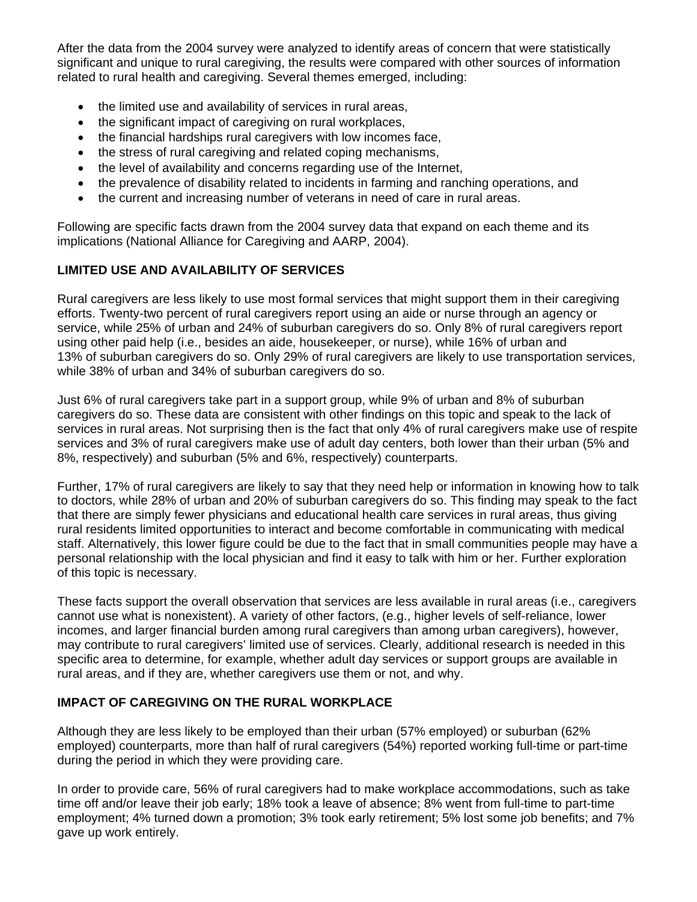After the data from the 2004 survey were analyzed to identify areas of concern that were statistically significant and unique to rural caregiving, the results were compared with other sources of information related to rural health and caregiving. Several themes emerged, including:

- the limited use and availability of services in rural areas,
- the significant impact of caregiving on rural workplaces,
- the financial hardships rural caregivers with low incomes face,
- the stress of rural caregiving and related coping mechanisms,
- the level of availability and concerns regarding use of the Internet,
- the prevalence of disability related to incidents in farming and ranching operations, and
- the current and increasing number of veterans in need of care in rural areas.

Following are specific facts drawn from the 2004 survey data that expand on each theme and its implications (National Alliance for Caregiving and AARP, 2004).

## LIMITED USE AND AVAILABILITY OF SERVICES

Rural caregivers are less likely to use most formal services that might support them in their caregiving efforts. Twenty-two percent of rural caregivers report using an aide or nurse through an agency or service, while 25% of urban and 24% of suburban caregivers do so. Only 8% of rural caregivers report using other paid help (i.e., besides an aide, housekeeper, or nurse), while 16% of urban and 13% of suburban caregivers do so. Only 29% of rural caregivers are likely to use transportation services, while 38% of urban and 34% of suburban caregivers do so.

Just 6% of rural caregivers take part in a support group, while 9% of urban and 8% of suburban caregivers do so. These data are consistent with other findings on this topic and speak to the lack of services in rural areas. Not surprising then is the fact that only 4% of rural caregivers make use of respite services and 3% of rural caregivers make use of adult day centers, both lower than their urban (5% and 8%, respectively) and suburban (5% and 6%, respectively) counterparts.

Further, 17% of rural caregivers are likely to say that they need help or information in knowing how to talk to doctors, while 28% of urban and 20% of suburban caregivers do so. This finding may speak to the fact that there are simply fewer physicians and educational health care services in rural areas, thus giving rural residents limited opportunities to interact and become comfortable in communicating with medical staff. Alternatively, this lower figure could be due to the fact that in small communities people may have a personal relationship with the local physician and find it easy to talk with him or her. Further exploration of this topic is necessary.

These facts support the overall observation that services are less available in rural areas (i.e., caregivers cannot use what is nonexistent). A variety of other factors, (e.g., higher levels of self-reliance, lower incomes, and larger financial burden among rural caregivers than among urban caregivers), however, may contribute to rural caregivers' limited use of services. Clearly, additional research is needed in this specific area to determine, for example, whether adult day services or support groups are available in rural areas, and if they are, whether caregivers use them or not, and why.

## IMPACT OF CAREGIVING ON THE RURAL WORKPLACE

Although they are less likely to be employed than their urban (57% employed) or suburban (62% employed) counterparts, more than half of rural caregivers (54%) reported working full-time or part-time during the period in which they were providing care.

In order to provide care, 56% of rural caregivers had to make workplace accommodations, such as take time off and/or leave their job early; 18% took a leave of absence; 8% went from full-time to part-time employment; 4% turned down a promotion; 3% took early retirement; 5% lost some job benefits; and 7% gave up work entirely.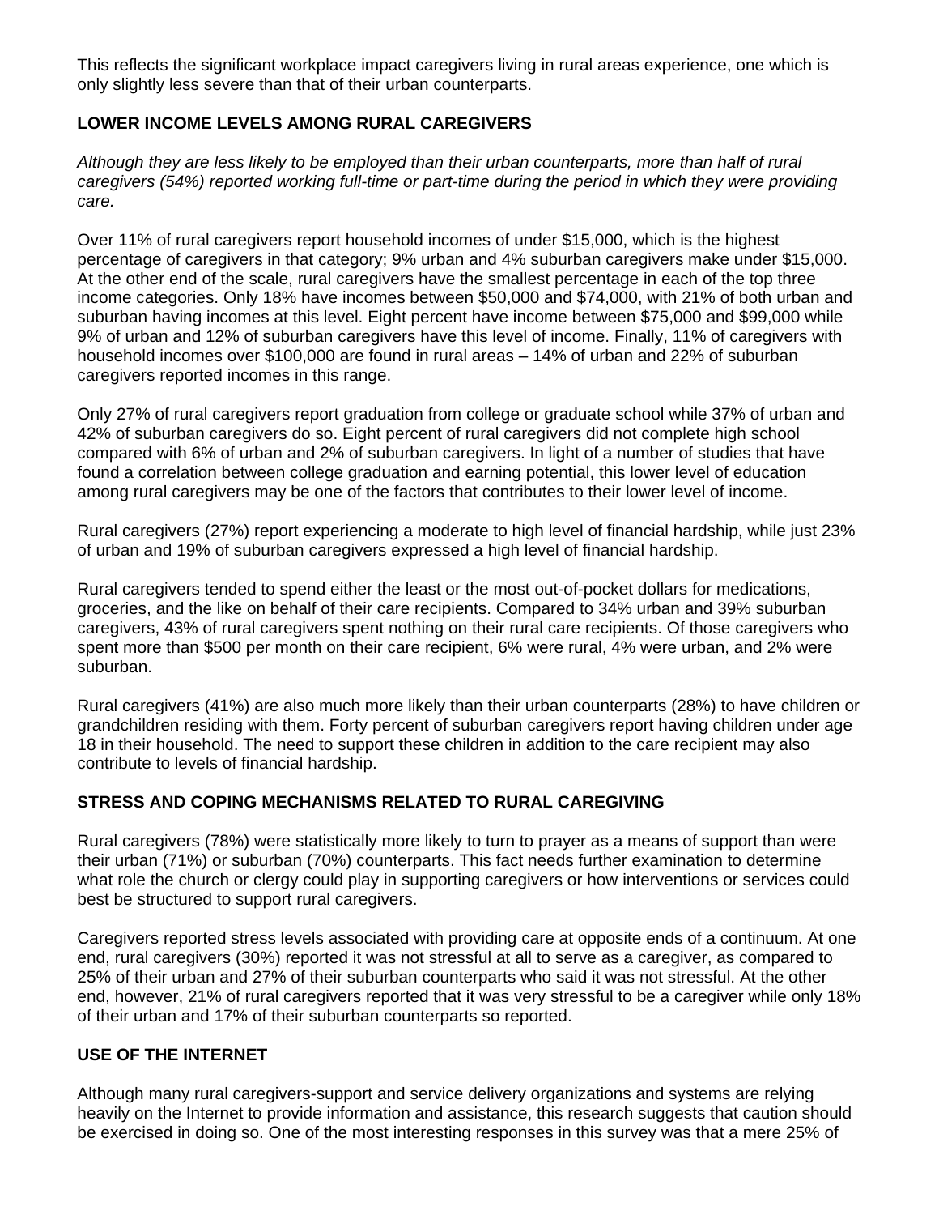This reflects the significant workplace impact caregivers living in rural areas experience, one which is only slightly less severe than that of their urban counterparts.

## LOWER INCOME LEVELS AMONG RURAL CAREGIVERS

*Although they are less likely to be employed than their urban counterparts, more than half of rural caregivers (54%) reported working full-time or part-time during the period in which they were providing care.*

Over 11% of rural caregivers report household incomes of under $15,000, which is the highest percentage of caregivers in that category; 9% urban and 4% suburban caregivers make under $15,000. At the other end of the scale, rural caregivers have the smallest percentage in each of the top three income categories. Only 18% have incomes between $50,000 and $74,000, with 21% of both urban and suburban having incomes at this level. Eight percent have income between $75,000 and $99,000 while 9% of urban and 12% of suburban caregivers have this level of income. Finally, 11% of caregivers with household incomes over $100,000 are found in rural areas – 14% of urban and 22% of suburban caregivers reported incomes in this range.

Only 27% of rural caregivers report graduation from college or graduate school while 37% of urban and 42% of suburban caregivers do so. Eight percent of rural caregivers did not complete high school compared with 6% of urban and 2% of suburban caregivers. In light of a number of studies that have found a correlation between college graduation and earning potential, this lower level of education among rural caregivers may be one of the factors that contributes to their lower level of income.

Rural caregivers (27%) report experiencing a moderate to high level of financial hardship, while just 23% of urban and 19% of suburban caregivers expressed a high level of financial hardship.

Rural caregivers tended to spend either the least or the most out-of-pocket dollars for medications, groceries, and the like on behalf of their care recipients. Compared to 34% urban and 39% suburban caregivers, 43% of rural caregivers spent nothing on their rural care recipients. Of those caregivers who spent more than $500 per month on their care recipient, 6% were rural, 4% were urban, and 2% were suburban.

Rural caregivers (41%) are also much more likely than their urban counterparts (28%) to have children or grandchildren residing with them. Forty percent of suburban caregivers report having children under age 18 in their household. The need to support these children in addition to the care recipient may also contribute to levels of financial hardship.

## STRESS AND COPING MECHANISMS RELATED TO RURAL CAREGIVING

Rural caregivers (78%) were statistically more likely to turn to prayer as a means of support than were their urban (71%) or suburban (70%) counterparts. This fact needs further examination to determine what role the church or clergy could play in supporting caregivers or how interventions or services could best be structured to support rural caregivers.

Caregivers reported stress levels associated with providing care at opposite ends of a continuum. At one end, rural caregivers (30%) reported it was not stressful at all to serve as a caregiver, as compared to 25% of their urban and 27% of their suburban counterparts who said it was not stressful. At the other end, however, 21% of rural caregivers reported that it was very stressful to be a caregiver while only 18% of their urban and 17% of their suburban counterparts so reported.

## USE OF THE INTERNET

Although many rural caregivers-support and service delivery organizations and systems are relying heavily on the Internet to provide information and assistance, this research suggests that caution should be exercised in doing so. One of the most interesting responses in this survey was that a mere 25% of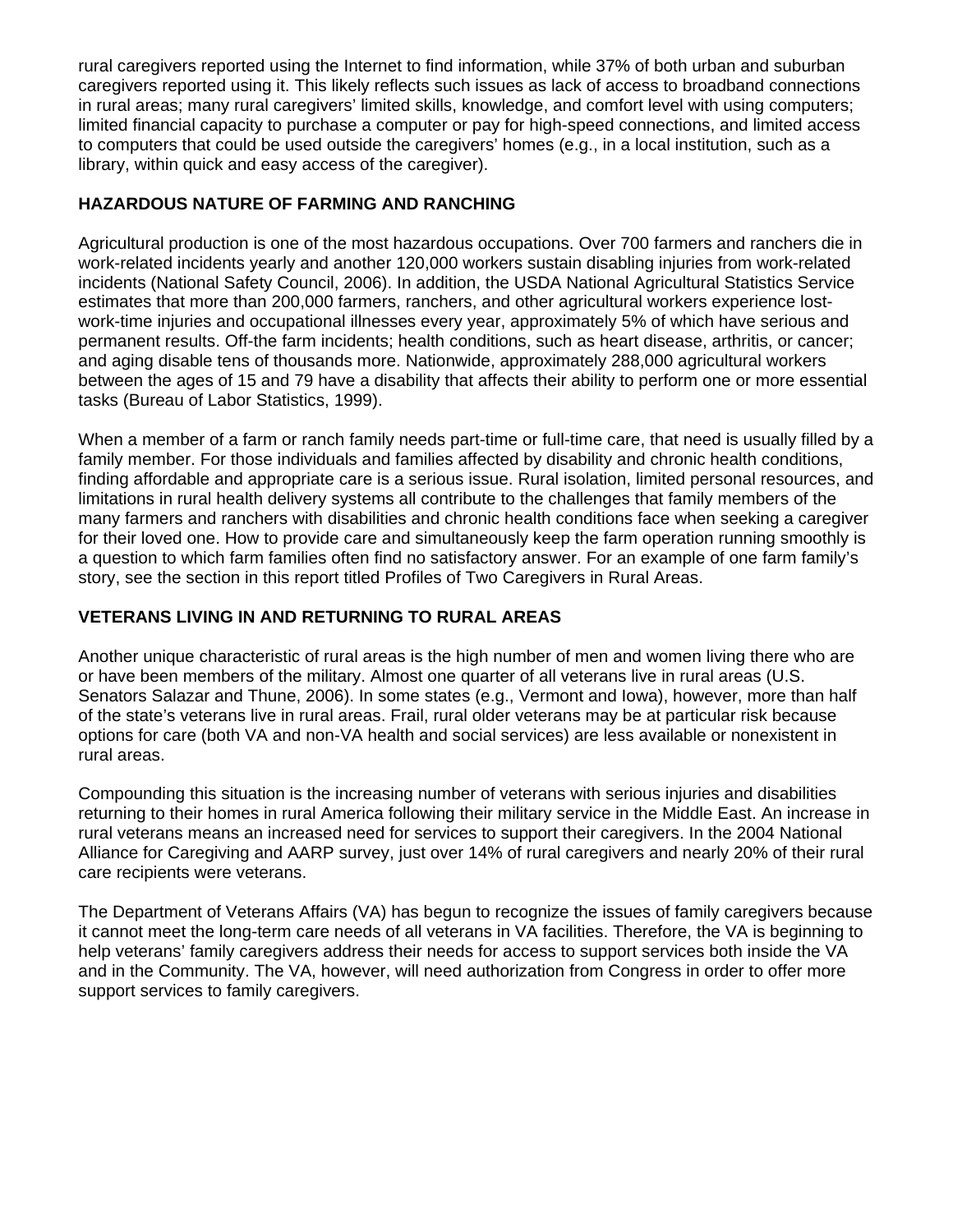rural caregivers reported using the Internet to find information, while 37% of both urban and suburban caregivers reported using it. This likely reflects such issues as lack of access to broadband connections in rural areas; many rural caregivers' limited skills, knowledge, and comfort level with using computers; limited financial capacity to purchase a computer or pay for high-speed connections, and limited access to computers that could be used outside the caregivers' homes (e.g., in a local institution, such as a library, within quick and easy access of the caregiver).

## HAZARDOUS NATURE OF FARMING AND RANCHING

Agricultural production is one of the most hazardous occupations. Over 700 farmers and ranchers die in work-related incidents yearly and another 120,000 workers sustain disabling injuries from work-related incidents (National Safety Council, 2006). In addition, the USDA National Agricultural Statistics Service estimates that more than 200,000 farmers, ranchers, and other agricultural workers experience lost-work-time injuries and occupational illnesses every year, approximately 5% of which have serious and permanent results. Off-the farm incidents; health conditions, such as heart disease, arthritis, or cancer; and aging disable tens of thousands more. Nationwide, approximately 288,000 agricultural workers between the ages of 15 and 79 have a disability that affects their ability to perform one or more essential tasks (Bureau of Labor Statistics, 1999).

When a member of a farm or ranch family needs part-time or full-time care, that need is usually filled by a family member. For those individuals and families affected by disability and chronic health conditions, finding affordable and appropriate care is a serious issue. Rural isolation, limited personal resources, and limitations in rural health delivery systems all contribute to the challenges that family members of the many farmers and ranchers with disabilities and chronic health conditions face when seeking a caregiver for their loved one. How to provide care and simultaneously keep the farm operation running smoothly is a question to which farm families often find no satisfactory answer. For an example of one farm family's story, see the section in this report titled Profiles of Two Caregivers in Rural Areas.

## VETERANS LIVING IN AND RETURNING TO RURAL AREAS

Another unique characteristic of rural areas is the high number of men and women living there who are or have been members of the military. Almost one quarter of all veterans live in rural areas (U.S. Senators Salazar and Thune, 2006). In some states (e.g., Vermont and Iowa), however, more than half of the state's veterans live in rural areas. Frail, rural older veterans may be at particular risk because options for care (both VA and non-VA health and social services) are less available or nonexistent in rural areas.

Compounding this situation is the increasing number of veterans with serious injuries and disabilities returning to their homes in rural America following their military service in the Middle East. An increase in rural veterans means an increased need for services to support their caregivers. In the 2004 National Alliance for Caregiving and AARP survey, just over 14% of rural caregivers and nearly 20% of their rural care recipients were veterans.

The Department of Veterans Affairs (VA) has begun to recognize the issues of family caregivers because it cannot meet the long-term care needs of all veterans in VA facilities. Therefore, the VA is beginning to help veterans' family caregivers address their needs for access to support services both inside the VA and in the Community. The VA, however, will need authorization from Congress in order to offer more support services to family caregivers.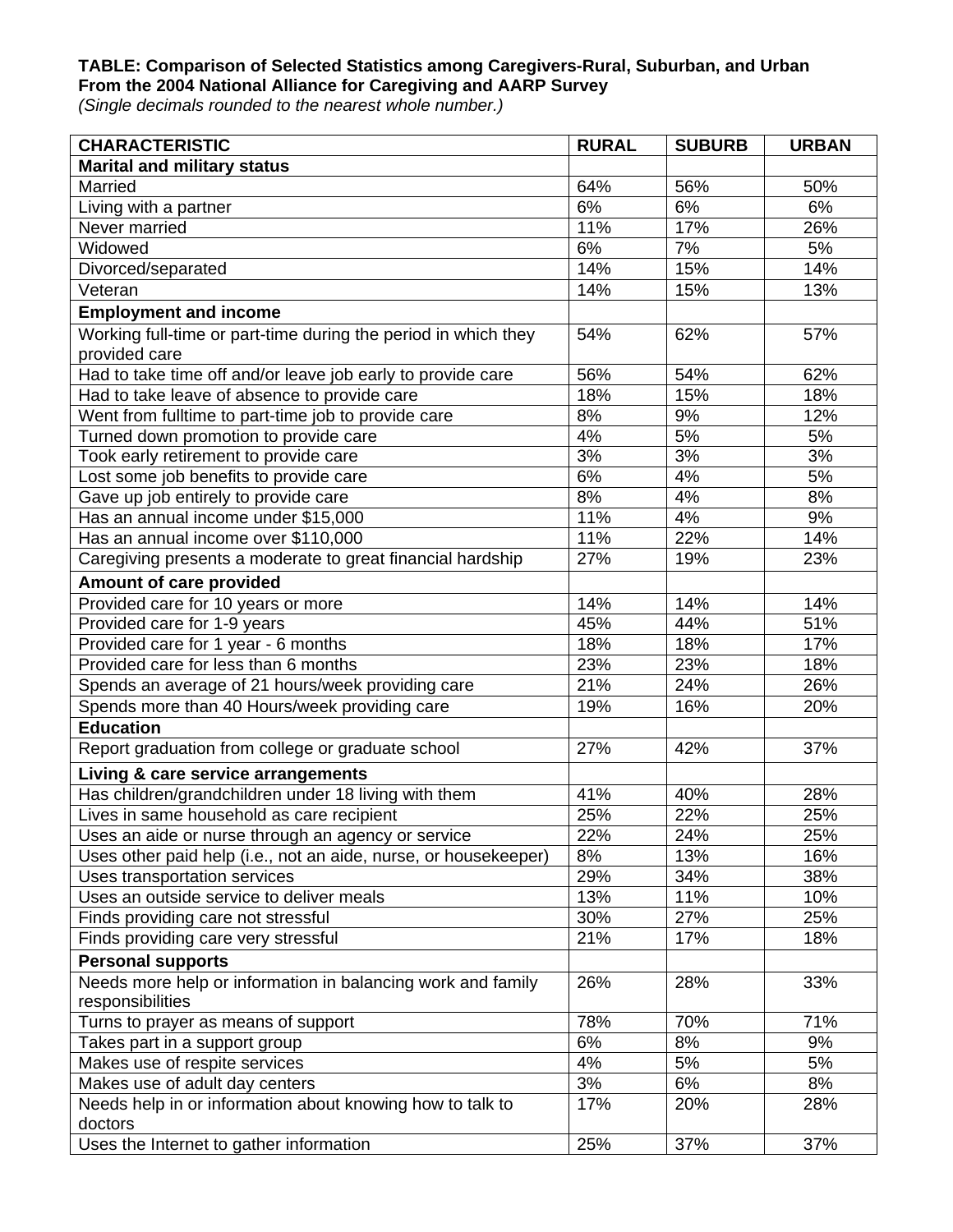**TABLE: Comparison of Selected Statistics among Caregivers-Rural, Suburban, and Urban From the 2004 National Alliance for Caregiving and AARP Survey**
*(Single decimals rounded to the nearest whole number.)*

| CHARACTERISTIC | RURAL | SUBURB | URBAN |
|---|---|---|---|
| **Marital and military status** | | | |
| Married | 64% | 56% | 50% |
| Living with a partner | 6% | 6% | 6% |
| Never married | 11% | 17% | 26% |
| Widowed | 6% | 7% | 5% |
| Divorced/separated | 14% | 15% | 14% |
| Veteran | 14% | 15% | 13% |
| **Employment and income** | | | |
| Working full-time or part-time during the period in which they provided care | 54% | 62% | 57% |
| Had to take time off and/or leave job early to provide care | 56% | 54% | 62% |
| Had to take leave of absence to provide care | 18% | 15% | 18% |
| Went from fulltime to part-time job to provide care | 8% | 9% | 12% |
| Turned down promotion to provide care | 4% | 5% | 5% |
| Took early retirement to provide care | 3% | 3% | 3% |
| Lost some job benefits to provide care | 6% | 4% | 5% |
| Gave up job entirely to provide care | 8% | 4% | 8% |
| Has an annual income under $15,000 | 11% | 4% | 9% |
| Has an annual income over $110,000 | 11% | 22% | 14% |
| Caregiving presents a moderate to great financial hardship | 27% | 19% | 23% |
| **Amount of care provided** | | | |
| Provided care for 10 years or more | 14% | 14% | 14% |
| Provided care for 1-9 years | 45% | 44% | 51% |
| Provided care for 1 year - 6 months | 18% | 18% | 17% |
| Provided care for less than 6 months | 23% | 23% | 18% |
| Spends an average of 21 hours/week providing care | 21% | 24% | 26% |
| Spends more than 40 Hours/week providing care | 19% | 16% | 20% |
| **Education** | | | |
| Report graduation from college or graduate school | 27% | 42% | 37% |
| **Living & care service arrangements** | | | |
| Has children/grandchildren under 18 living with them | 41% | 40% | 28% |
| Lives in same household as care recipient | 25% | 22% | 25% |
| Uses an aide or nurse through an agency or service | 22% | 24% | 25% |
| Uses other paid help (i.e., not an aide, nurse, or housekeeper) | 8% | 13% | 16% |
| Uses transportation services | 29% | 34% | 38% |
| Uses an outside service to deliver meals | 13% | 11% | 10% |
| Finds providing care not stressful | 30% | 27% | 25% |
| Finds providing care very stressful | 21% | 17% | 18% |
| **Personal supports** | | | |
| Needs more help or information in balancing work and family responsibilities | 26% | 28% | 33% |
| Turns to prayer as means of support | 78% | 70% | 71% |
| Takes part in a support group | 6% | 8% | 9% |
| Makes use of respite services | 4% | 5% | 5% |
| Makes use of adult day centers | 3% | 6% | 8% |
| Needs help in or information about knowing how to talk to doctors | 17% | 20% | 28% |
| Uses the Internet to gather information | 25% | 37% | 37% |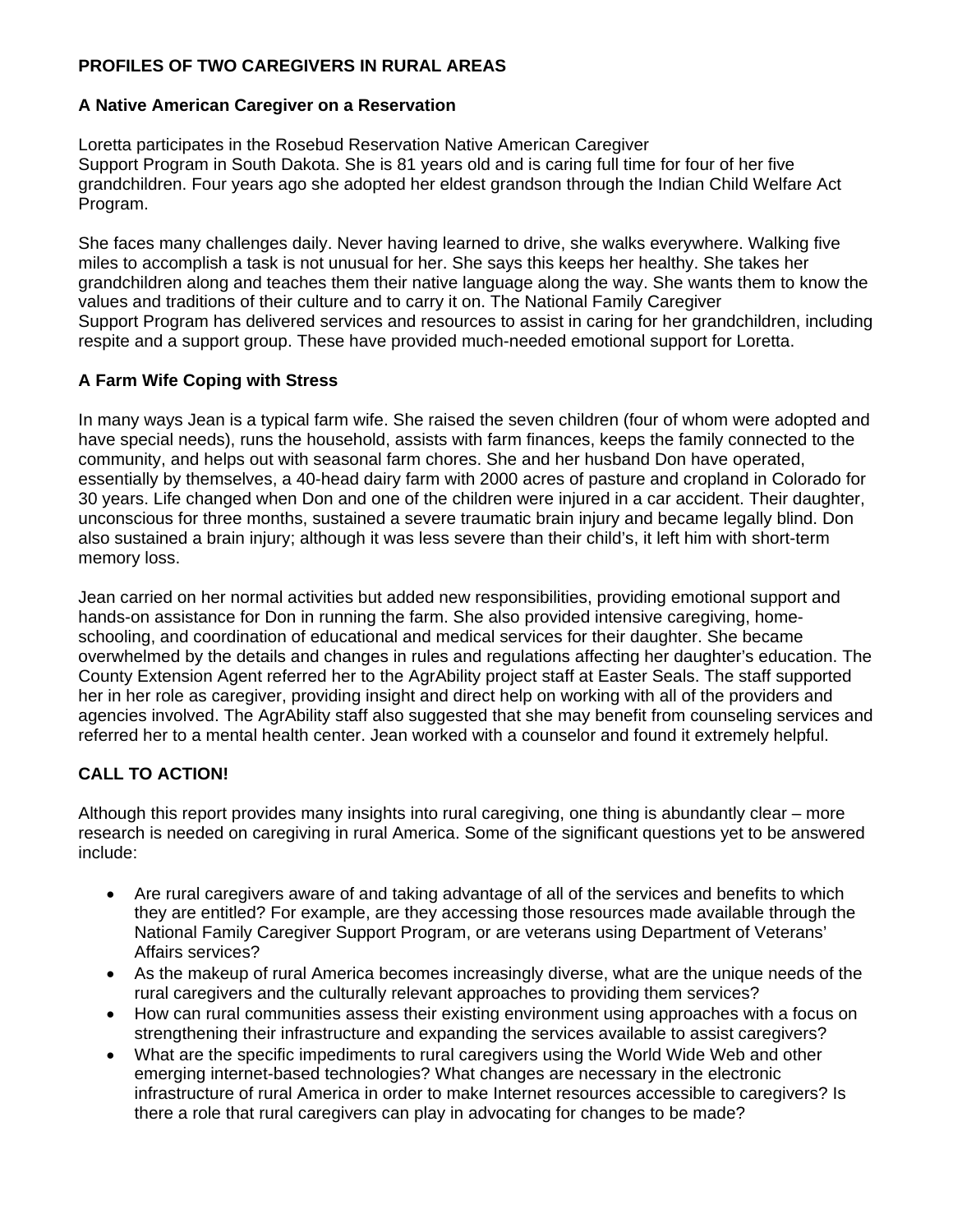## PROFILES OF TWO CAREGIVERS IN RURAL AREAS

### A Native American Caregiver on a Reservation

Loretta participates in the Rosebud Reservation Native American Caregiver Support Program in South Dakota. She is 81 years old and is caring full time for four of her five grandchildren. Four years ago she adopted her eldest grandson through the Indian Child Welfare Act Program.

She faces many challenges daily. Never having learned to drive, she walks everywhere. Walking five miles to accomplish a task is not unusual for her. She says this keeps her healthy. She takes her grandchildren along and teaches them their native language along the way. She wants them to know the values and traditions of their culture and to carry it on. The National Family Caregiver Support Program has delivered services and resources to assist in caring for her grandchildren, including respite and a support group. These have provided much-needed emotional support for Loretta.

### A Farm Wife Coping with Stress

In many ways Jean is a typical farm wife. She raised the seven children (four of whom were adopted and have special needs), runs the household, assists with farm finances, keeps the family connected to the community, and helps out with seasonal farm chores. She and her husband Don have operated, essentially by themselves, a 40-head dairy farm with 2000 acres of pasture and cropland in Colorado for 30 years. Life changed when Don and one of the children were injured in a car accident. Their daughter, unconscious for three months, sustained a severe traumatic brain injury and became legally blind. Don also sustained a brain injury; although it was less severe than their child's, it left him with short-term memory loss.

Jean carried on her normal activities but added new responsibilities, providing emotional support and hands-on assistance for Don in running the farm. She also provided intensive caregiving, home-schooling, and coordination of educational and medical services for their daughter. She became overwhelmed by the details and changes in rules and regulations affecting her daughter's education. The County Extension Agent referred her to the AgrAbility project staff at Easter Seals. The staff supported her in her role as caregiver, providing insight and direct help on working with all of the providers and agencies involved. The AgrAbility staff also suggested that she may benefit from counseling services and referred her to a mental health center. Jean worked with a counselor and found it extremely helpful.

## CALL TO ACTION!

Although this report provides many insights into rural caregiving, one thing is abundantly clear – more research is needed on caregiving in rural America. Some of the significant questions yet to be answered include:

- Are rural caregivers aware of and taking advantage of all of the services and benefits to which they are entitled? For example, are they accessing those resources made available through the National Family Caregiver Support Program, or are veterans using Department of Veterans' Affairs services?
- As the makeup of rural America becomes increasingly diverse, what are the unique needs of the rural caregivers and the culturally relevant approaches to providing them services?
- How can rural communities assess their existing environment using approaches with a focus on strengthening their infrastructure and expanding the services available to assist caregivers?
- What are the specific impediments to rural caregivers using the World Wide Web and other emerging internet-based technologies? What changes are necessary in the electronic infrastructure of rural America in order to make Internet resources accessible to caregivers? Is there a role that rural caregivers can play in advocating for changes to be made?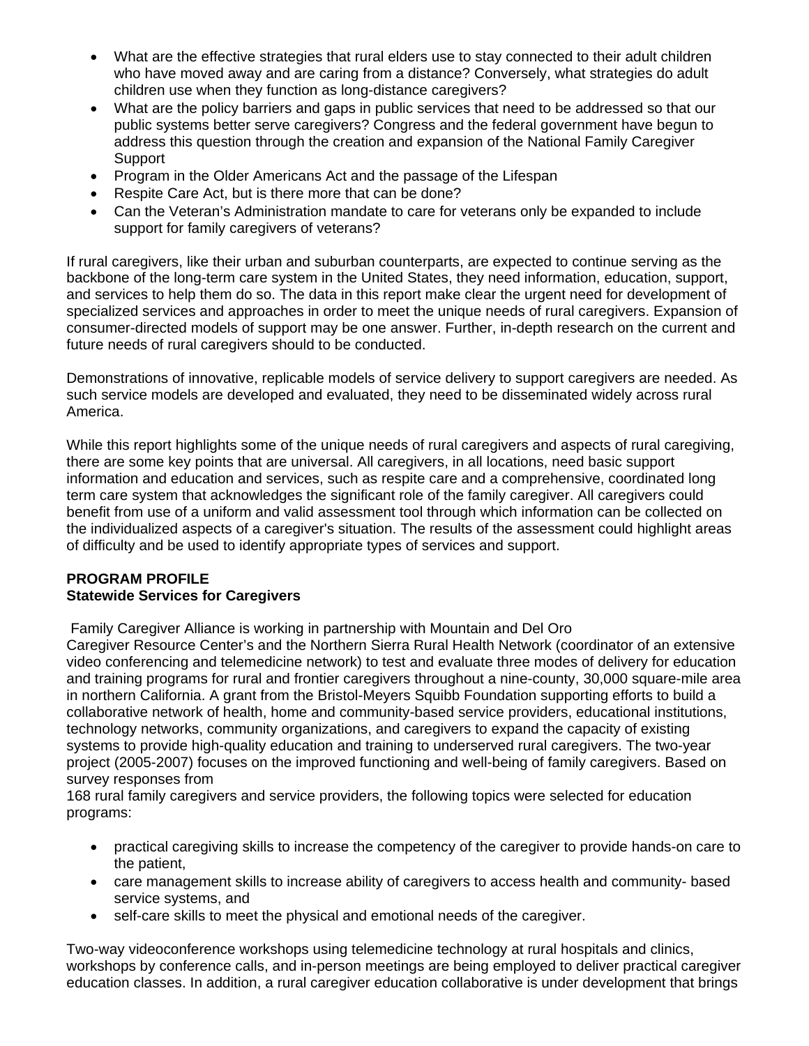- What are the effective strategies that rural elders use to stay connected to their adult children who have moved away and are caring from a distance? Conversely, what strategies do adult children use when they function as long-distance caregivers?
- What are the policy barriers and gaps in public services that need to be addressed so that our public systems better serve caregivers? Congress and the federal government have begun to address this question through the creation and expansion of the National Family Caregiver Support
- Program in the Older Americans Act and the passage of the Lifespan
- Respite Care Act, but is there more that can be done?
- Can the Veteran's Administration mandate to care for veterans only be expanded to include support for family caregivers of veterans?

If rural caregivers, like their urban and suburban counterparts, are expected to continue serving as the backbone of the long-term care system in the United States, they need information, education, support, and services to help them do so. The data in this report make clear the urgent need for development of specialized services and approaches in order to meet the unique needs of rural caregivers. Expansion of consumer-directed models of support may be one answer. Further, in-depth research on the current and future needs of rural caregivers should to be conducted.

Demonstrations of innovative, replicable models of service delivery to support caregivers are needed. As such service models are developed and evaluated, they need to be disseminated widely across rural America.

While this report highlights some of the unique needs of rural caregivers and aspects of rural caregiving, there are some key points that are universal. All caregivers, in all locations, need basic support information and education and services, such as respite care and a comprehensive, coordinated long term care system that acknowledges the significant role of the family caregiver. All caregivers could benefit from use of a uniform and valid assessment tool through which information can be collected on the individualized aspects of a caregiver's situation. The results of the assessment could highlight areas of difficulty and be used to identify appropriate types of services and support.

**PROGRAM PROFILE**
**Statewide Services for Caregivers**

Family Caregiver Alliance is working in partnership with Mountain and Del Oro Caregiver Resource Center's and the Northern Sierra Rural Health Network (coordinator of an extensive video conferencing and telemedicine network) to test and evaluate three modes of delivery for education and training programs for rural and frontier caregivers throughout a nine-county, 30,000 square-mile area in northern California. A grant from the Bristol-Meyers Squibb Foundation supporting efforts to build a collaborative network of health, home and community-based service providers, educational institutions, technology networks, community organizations, and caregivers to expand the capacity of existing systems to provide high-quality education and training to underserved rural caregivers. The two-year project (2005-2007) focuses on the improved functioning and well-being of family caregivers. Based on survey responses from 168 rural family caregivers and service providers, the following topics were selected for education programs:

- practical caregiving skills to increase the competency of the caregiver to provide hands-on care to the patient,
- care management skills to increase ability of caregivers to access health and community- based service systems, and
- self-care skills to meet the physical and emotional needs of the caregiver.

Two-way videoconference workshops using telemedicine technology at rural hospitals and clinics, workshops by conference calls, and in-person meetings are being employed to deliver practical caregiver education classes. In addition, a rural caregiver education collaborative is under development that brings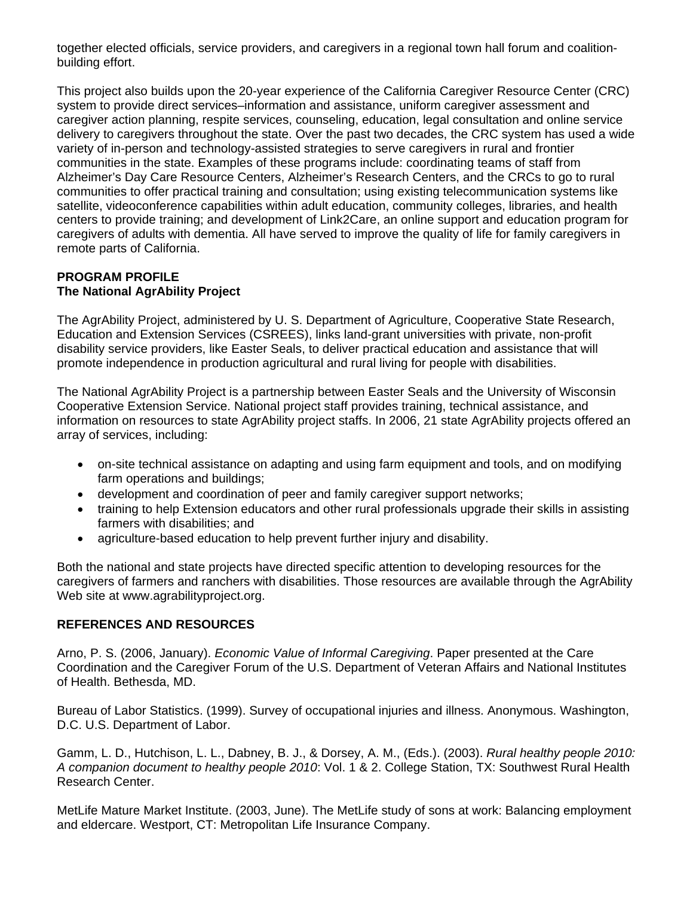together elected officials, service providers, and caregivers in a regional town hall forum and coalition-building effort.

This project also builds upon the 20-year experience of the California Caregiver Resource Center (CRC) system to provide direct services–information and assistance, uniform caregiver assessment and caregiver action planning, respite services, counseling, education, legal consultation and online service delivery to caregivers throughout the state. Over the past two decades, the CRC system has used a wide variety of in-person and technology-assisted strategies to serve caregivers in rural and frontier communities in the state. Examples of these programs include: coordinating teams of staff from Alzheimer's Day Care Resource Centers, Alzheimer's Research Centers, and the CRCs to go to rural communities to offer practical training and consultation; using existing telecommunication systems like satellite, videoconference capabilities within adult education, community colleges, libraries, and health centers to provide training; and development of Link2Care, an online support and education program for caregivers of adults with dementia. All have served to improve the quality of life for family caregivers in remote parts of California.

**PROGRAM PROFILE**
**The National AgrAbility Project**

The AgrAbility Project, administered by U. S. Department of Agriculture, Cooperative State Research, Education and Extension Services (CSREES), links land-grant universities with private, non-profit disability service providers, like Easter Seals, to deliver practical education and assistance that will promote independence in production agricultural and rural living for people with disabilities.

The National AgrAbility Project is a partnership between Easter Seals and the University of Wisconsin Cooperative Extension Service. National project staff provides training, technical assistance, and information on resources to state AgrAbility project staffs. In 2006, 21 state AgrAbility projects offered an array of services, including:

- on-site technical assistance on adapting and using farm equipment and tools, and on modifying farm operations and buildings;
- development and coordination of peer and family caregiver support networks;
- training to help Extension educators and other rural professionals upgrade their skills in assisting farmers with disabilities; and
- agriculture-based education to help prevent further injury and disability.

Both the national and state projects have directed specific attention to developing resources for the caregivers of farmers and ranchers with disabilities. Those resources are available through the AgrAbility Web site at www.agrabilityproject.org.

**REFERENCES AND RESOURCES**

Arno, P. S. (2006, January). *Economic Value of Informal Caregiving*. Paper presented at the Care Coordination and the Caregiver Forum of the U.S. Department of Veteran Affairs and National Institutes of Health. Bethesda, MD.

Bureau of Labor Statistics. (1999). Survey of occupational injuries and illness. Anonymous. Washington, D.C. U.S. Department of Labor.

Gamm, L. D., Hutchison, L. L., Dabney, B. J., & Dorsey, A. M., (Eds.). (2003). *Rural healthy people 2010: A companion document to healthy people 2010*: Vol. 1 & 2. College Station, TX: Southwest Rural Health Research Center.

MetLife Mature Market Institute. (2003, June). The MetLife study of sons at work: Balancing employment and eldercare. Westport, CT: Metropolitan Life Insurance Company.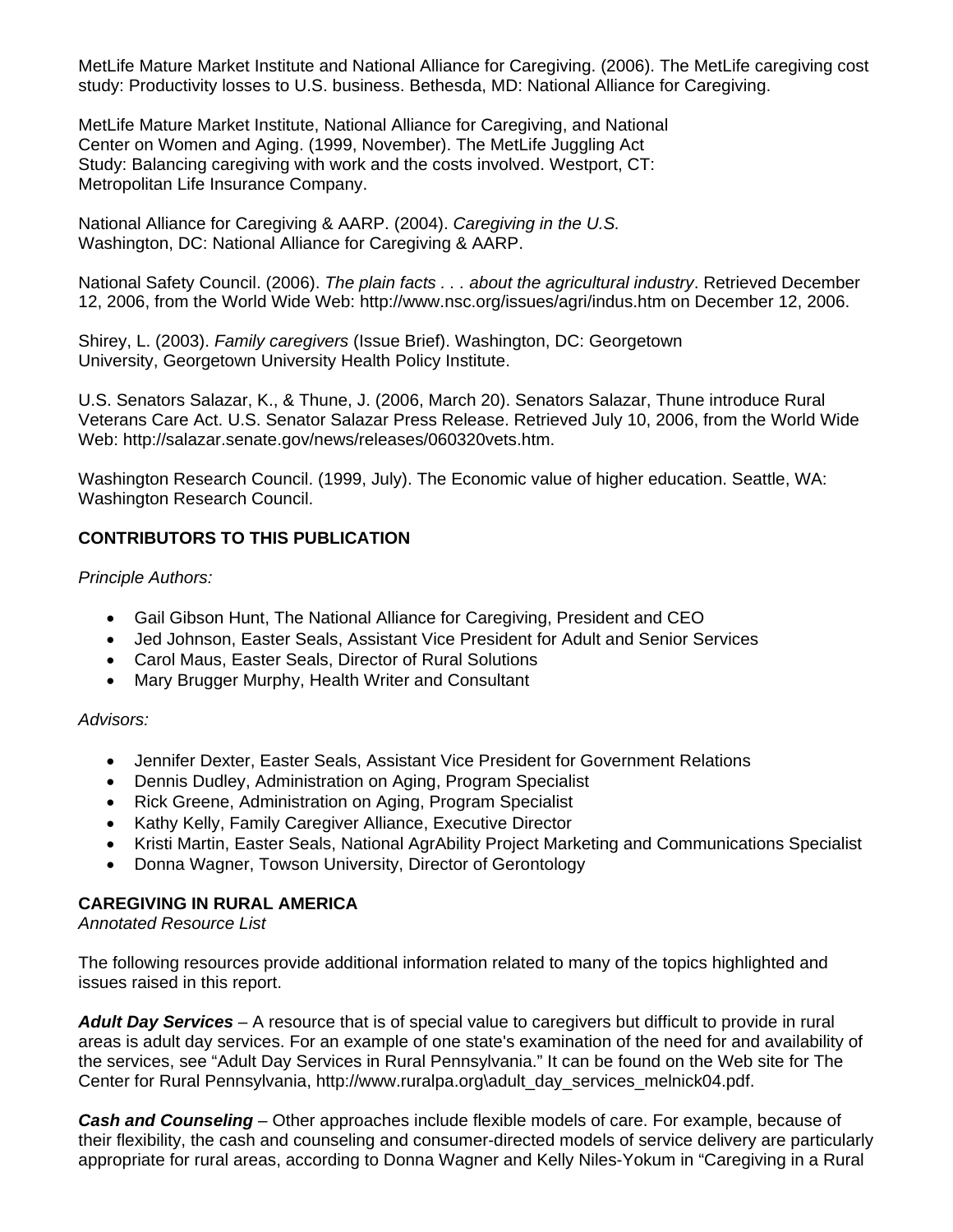MetLife Mature Market Institute and National Alliance for Caregiving. (2006). The MetLife caregiving cost study: Productivity losses to U.S. business. Bethesda, MD: National Alliance for Caregiving.

MetLife Mature Market Institute, National Alliance for Caregiving, and National Center on Women and Aging. (1999, November). The MetLife Juggling Act Study: Balancing caregiving with work and the costs involved. Westport, CT: Metropolitan Life Insurance Company.

National Alliance for Caregiving & AARP. (2004). *Caregiving in the U.S.* Washington, DC: National Alliance for Caregiving & AARP.

National Safety Council. (2006). *The plain facts . . . about the agricultural industry*. Retrieved December 12, 2006, from the World Wide Web: http://www.nsc.org/issues/agri/indus.htm on December 12, 2006.

Shirey, L. (2003). *Family caregivers* (Issue Brief). Washington, DC: Georgetown University, Georgetown University Health Policy Institute.

U.S. Senators Salazar, K., & Thune, J. (2006, March 20). Senators Salazar, Thune introduce Rural Veterans Care Act. U.S. Senator Salazar Press Release. Retrieved July 10, 2006, from the World Wide Web: http://salazar.senate.gov/news/releases/060320vets.htm.

Washington Research Council. (1999, July). The Economic value of higher education. Seattle, WA: Washington Research Council.

## CONTRIBUTORS TO THIS PUBLICATION

*Principle Authors:*

- Gail Gibson Hunt, The National Alliance for Caregiving, President and CEO
- Jed Johnson, Easter Seals, Assistant Vice President for Adult and Senior Services
- Carol Maus, Easter Seals, Director of Rural Solutions
- Mary Brugger Murphy, Health Writer and Consultant

*Advisors:*

- Jennifer Dexter, Easter Seals, Assistant Vice President for Government Relations
- Dennis Dudley, Administration on Aging, Program Specialist
- Rick Greene, Administration on Aging, Program Specialist
- Kathy Kelly, Family Caregiver Alliance, Executive Director
- Kristi Martin, Easter Seals, National AgrAbility Project Marketing and Communications Specialist
- Donna Wagner, Towson University, Director of Gerontology

## CAREGIVING IN RURAL AMERICA

*Annotated Resource List*

The following resources provide additional information related to many of the topics highlighted and issues raised in this report.

***Adult Day Services*** – A resource that is of special value to caregivers but difficult to provide in rural areas is adult day services. For an example of one state's examination of the need for and availability of the services, see "Adult Day Services in Rural Pennsylvania." It can be found on the Web site for The Center for Rural Pennsylvania, http://www.ruralpa.org\adult_day_services_melnick04.pdf.

***Cash and Counseling*** – Other approaches include flexible models of care. For example, because of their flexibility, the cash and counseling and consumer-directed models of service delivery are particularly appropriate for rural areas, according to Donna Wagner and Kelly Niles-Yokum in "Caregiving in a Rural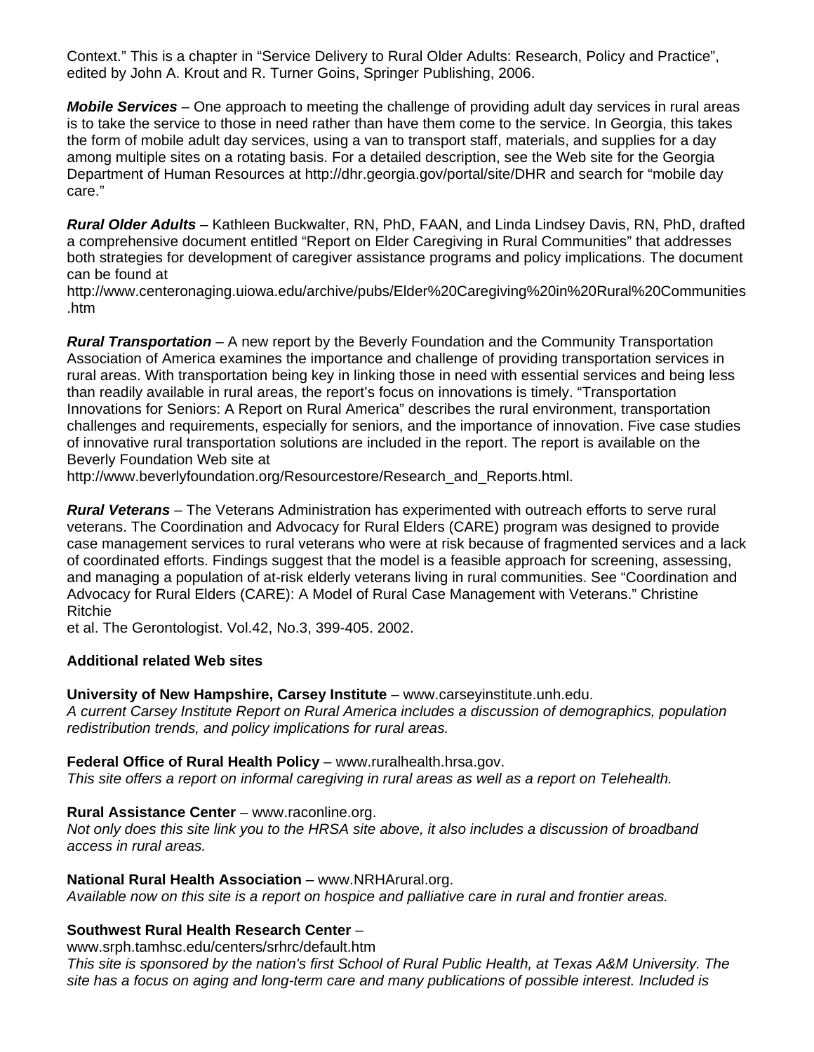Context." This is a chapter in "Service Delivery to Rural Older Adults: Research, Policy and Practice", edited by John A. Krout and R. Turner Goins, Springer Publishing, 2006.

***Mobile Services*** – One approach to meeting the challenge of providing adult day services in rural areas is to take the service to those in need rather than have them come to the service. In Georgia, this takes the form of mobile adult day services, using a van to transport staff, materials, and supplies for a day among multiple sites on a rotating basis. For a detailed description, see the Web site for the Georgia Department of Human Resources at http://dhr.georgia.gov/portal/site/DHR and search for "mobile day care."

***Rural Older Adults*** – Kathleen Buckwalter, RN, PhD, FAAN, and Linda Lindsey Davis, RN, PhD, drafted a comprehensive document entitled "Report on Elder Caregiving in Rural Communities" that addresses both strategies for development of caregiver assistance programs and policy implications. The document can be found at
http://www.centeronaging.uiowa.edu/archive/pubs/Elder%20Caregiving%20in%20Rural%20Communities.htm

***Rural Transportation*** – A new report by the Beverly Foundation and the Community Transportation Association of America examines the importance and challenge of providing transportation services in rural areas. With transportation being key in linking those in need with essential services and being less than readily available in rural areas, the report's focus on innovations is timely. "Transportation Innovations for Seniors: A Report on Rural America" describes the rural environment, transportation challenges and requirements, especially for seniors, and the importance of innovation. Five case studies of innovative rural transportation solutions are included in the report. The report is available on the Beverly Foundation Web site at
http://www.beverlyfoundation.org/Resourcestore/Research_and_Reports.html.

***Rural Veterans*** – The Veterans Administration has experimented with outreach efforts to serve rural veterans. The Coordination and Advocacy for Rural Elders (CARE) program was designed to provide case management services to rural veterans who were at risk because of fragmented services and a lack of coordinated efforts. Findings suggest that the model is a feasible approach for screening, assessing, and managing a population of at-risk elderly veterans living in rural communities. See "Coordination and Advocacy for Rural Elders (CARE): A Model of Rural Case Management with Veterans." Christine Ritchie
et al. The Gerontologist. Vol.42, No.3, 399-405. 2002.

**Additional related Web sites**

**University of New Hampshire, Carsey Institute** – www.carseyinstitute.unh.edu.
*A current Carsey Institute Report on Rural America includes a discussion of demographics, population redistribution trends, and policy implications for rural areas.*

**Federal Office of Rural Health Policy** – www.ruralhealth.hrsa.gov.
*This site offers a report on informal caregiving in rural areas as well as a report on Telehealth.*

**Rural Assistance Center** – www.raconline.org.
*Not only does this site link you to the HRSA site above, it also includes a discussion of broadband access in rural areas.*

**National Rural Health Association** – www.NRHArural.org.
*Available now on this site is a report on hospice and palliative care in rural and frontier areas.*

**Southwest Rural Health Research Center** –
www.srph.tamhsc.edu/centers/srhrc/default.htm
*This site is sponsored by the nation's first School of Rural Public Health, at Texas A&M University. The site has a focus on aging and long-term care and many publications of possible interest. Included is*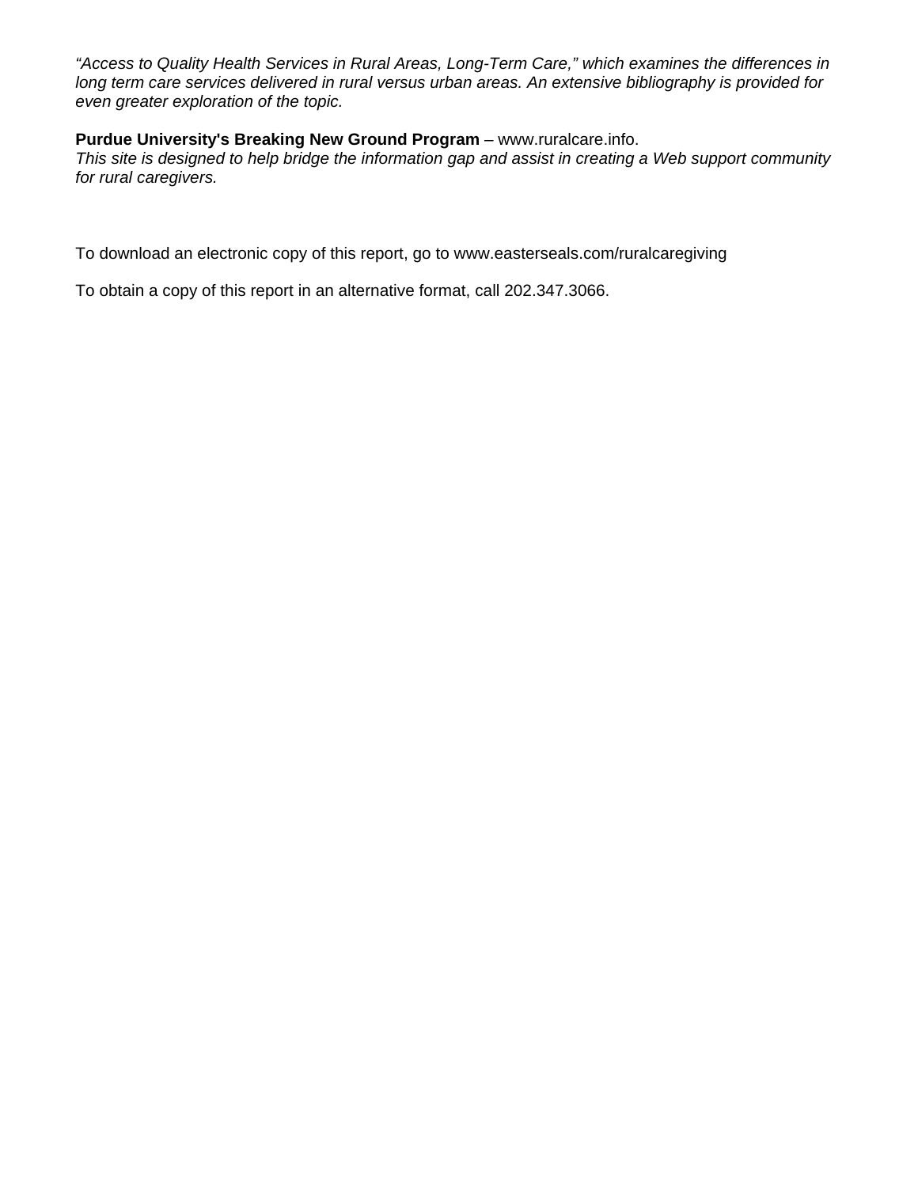*“Access to Quality Health Services in Rural Areas, Long-Term Care,” which examines the differences in long term care services delivered in rural versus urban areas. An extensive bibliography is provided for even greater exploration of the topic.*

**Purdue University's Breaking New Ground Program** – www.ruralcare.info.
*This site is designed to help bridge the information gap and assist in creating a Web support community for rural caregivers.*

To download an electronic copy of this report, go to www.easterseals.com/ruralcaregiving

To obtain a copy of this report in an alternative format, call 202.347.3066.